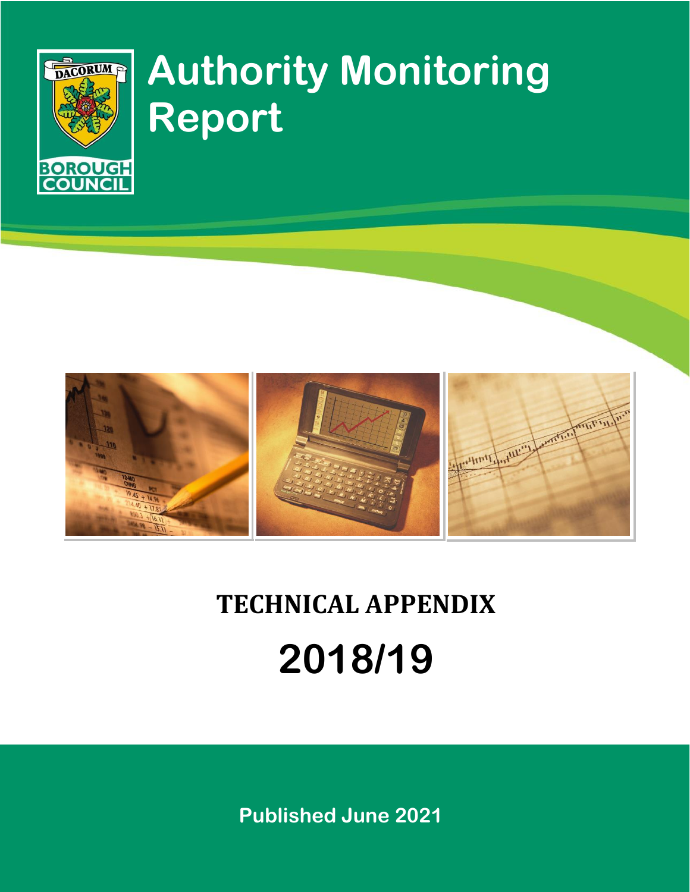DACORUM BOROUGH COUNCIL

# Authority Monitoring Report

## TECHNICAL APPENDIX

## 2018/19

**Published June 2021**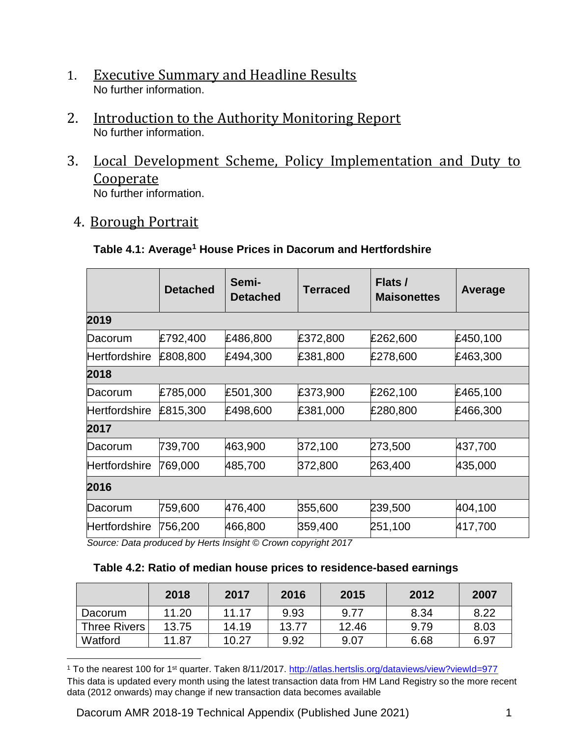## 1. Executive Summary and Headline Results

No further information.

## 2. Introduction to the Authority Monitoring Report

No further information.

## 3. Local Development Scheme, Policy Implementation and Duty to Cooperate

No further information.

## 4. Borough Portrait

**Table 4.1: Average[1] House Prices in Dacorum and Hertfordshire**

| | Detached | Semi-Detached | Terraced | Flats / Maisonettes | Average |
|---|---|---|---|---|---|
| **2019** | | | | | |
| Dacorum | £792,400 | £486,800 | £372,800 | £262,600 | £450,100 |
| Hertfordshire | £808,800 | £494,300 | £381,800 | £278,600 | £463,300 |
| **2018** | | | | | |
| Dacorum | £785,000 | £501,300 | £373,900 | £262,100 | £465,100 |
| Hertfordshire | £815,300 | £498,600 | £381,000 | £280,800 | £466,300 |
| **2017** | | | | | |
| Dacorum | 739,700 | 463,900 | 372,100 | 273,500 | 437,700 |
| Hertfordshire | 769,000 | 485,700 | 372,800 | 263,400 | 435,000 |
| **2016** | | | | | |
| Dacorum | 759,600 | 476,400 | 355,600 | 239,500 | 404,100 |
| Hertfordshire | 756,200 | 466,800 | 359,400 | 251,100 | 417,700 |

*Source: Data produced by Herts Insight © Crown copyright 2017*

**Table 4.2: Ratio of median house prices to residence-based earnings**

| | 2018 | 2017 | 2016 | 2015 | 2012 | 2007 |
|---|---|---|---|---|---|---|
| Dacorum | 11.20 | 11.17 | 9.93 | 9.77 | 8.34 | 8.22 |
| Three Rivers | 13.75 | 14.19 | 13.77 | 12.46 | 9.79 | 8.03 |
| Watford | 11.87 | 10.27 | 9.92 | 9.07 | 6.68 | 6.97 |

[1] To the nearest 100 for 1st quarter. Taken 8/11/2017. http://atlas.hertslis.org/dataviews/view?viewId=977
This data is updated every month using the latest transaction data from HM Land Registry so the more recent data (2012 onwards) may change if new transaction data becomes available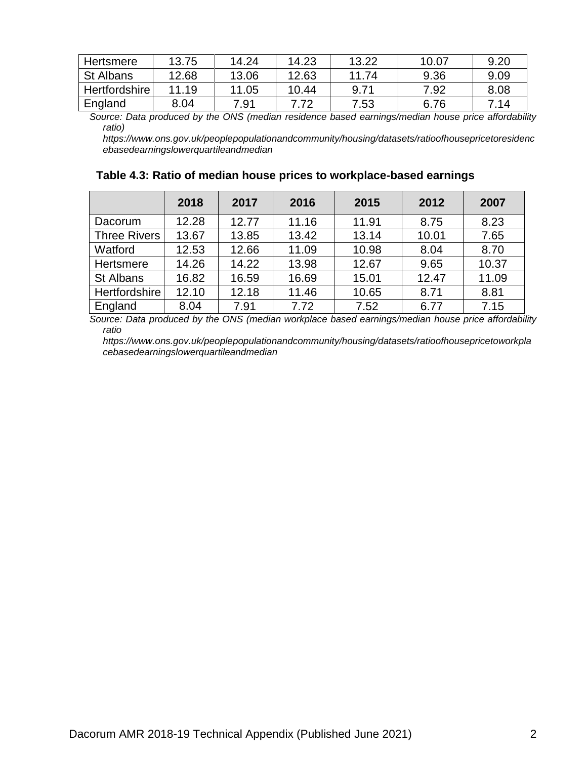| | | | | | | |
|---|---|---|---|---|---|---|
| Hertsmere | 13.75 | 14.24 | 14.23 | 13.22 | 10.07 | 9.20 |
| St Albans | 12.68 | 13.06 | 12.63 | 11.74 | 9.36 | 9.09 |
| Hertfordshire | 11.19 | 11.05 | 10.44 | 9.71 | 7.92 | 8.08 |
| England | 8.04 | 7.91 | 7.72 | 7.53 | 6.76 | 7.14 |

*Source: Data produced by the ONS (median residence based earnings/median house price affordability ratio)*
*https://www.ons.gov.uk/peoplepopulationandcommunity/housing/datasets/ratioofhousepricetoresidencebasedearningslowerquartileandmedian*

**Table 4.3: Ratio of median house prices to workplace-based earnings**

| | 2018 | 2017 | 2016 | 2015 | 2012 | 2007 |
|---|---|---|---|---|---|---|
| Dacorum | 12.28 | 12.77 | 11.16 | 11.91 | 8.75 | 8.23 |
| Three Rivers | 13.67 | 13.85 | 13.42 | 13.14 | 10.01 | 7.65 |
| Watford | 12.53 | 12.66 | 11.09 | 10.98 | 8.04 | 8.70 |
| Hertsmere | 14.26 | 14.22 | 13.98 | 12.67 | 9.65 | 10.37 |
| St Albans | 16.82 | 16.59 | 16.69 | 15.01 | 12.47 | 11.09 |
| Hertfordshire | 12.10 | 12.18 | 11.46 | 10.65 | 8.71 | 8.81 |
| England | 8.04 | 7.91 | 7.72 | 7.52 | 6.77 | 7.15 |

*Source: Data produced by the ONS (median workplace based earnings/median house price affordability ratio*
*https://www.ons.gov.uk/peoplepopulationandcommunity/housing/datasets/ratioofhousepricetoworkplacebasedearningslowerquartileandmedian*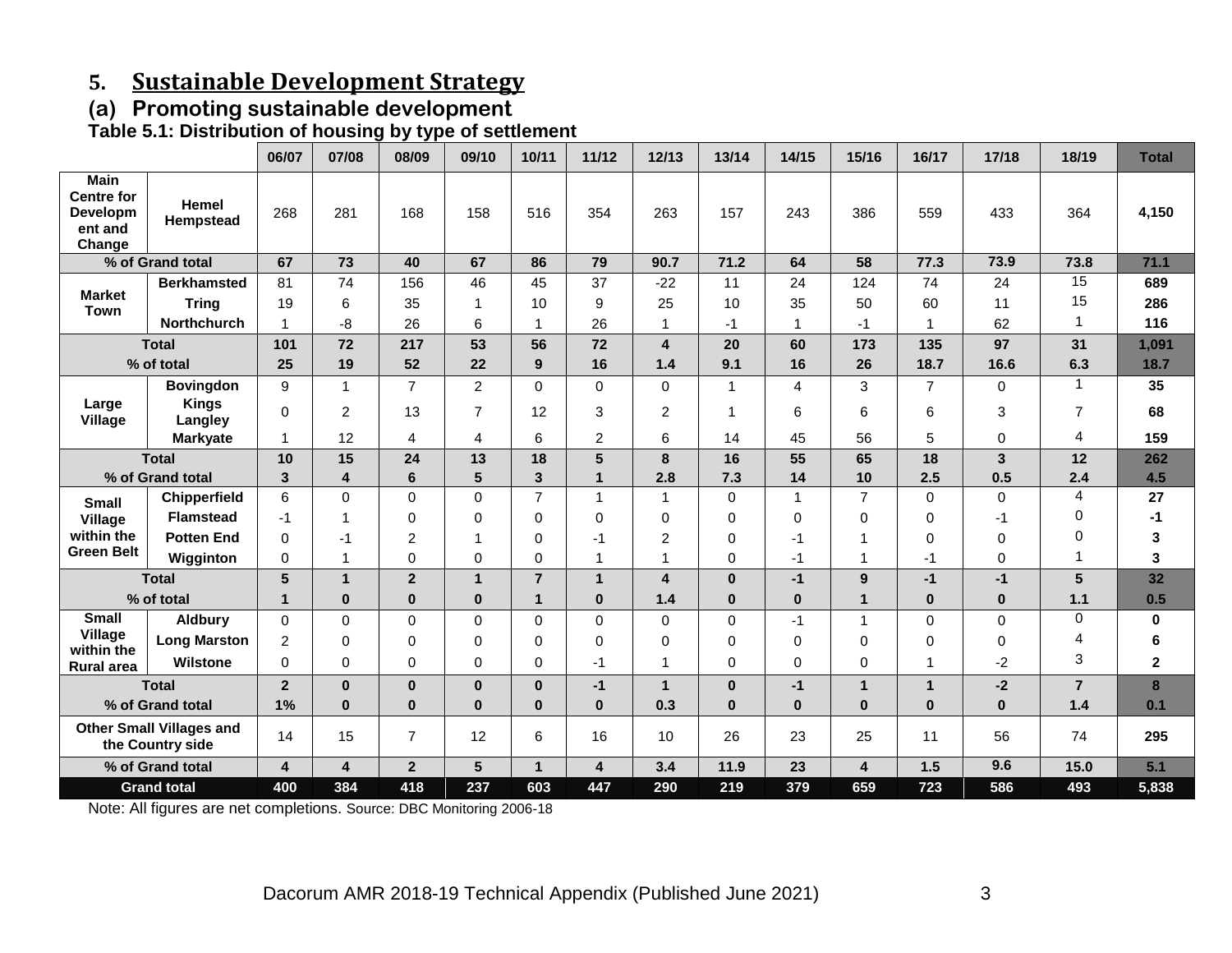## 5. Sustainable Development Strategy

### (a) Promoting sustainable development

**Table 5.1: Distribution of housing by type of settlement**

| | | 06/07 | 07/08 | 08/09 | 09/10 | 10/11 | 11/12 | 12/13 | 13/14 | 14/15 | 15/16 | 16/17 | 17/18 | 18/19 | Total |
|---|---|---|---|---|---|---|---|---|---|---|---|---|---|---|---|
| Main Centre for Development and Change | Hemel Hempstead | 268 | 281 | 168 | 158 | 516 | 354 | 263 | 157 | 243 | 386 | 559 | 433 | 364 | **4,150** |
| **% of Grand total** | | **67** | **73** | **40** | **67** | **86** | **79** | **90.7** | **71.2** | **64** | **58** | **77.3** | **73.9** | **73.8** | **71.1** |
| Market Town | **Berkhamsted** | 81 | 74 | 156 | 46 | 45 | 37 | -22 | 11 | 24 | 124 | 74 | 24 | 15 | **689** |
| | **Tring** | 19 | 6 | 35 | 1 | 10 | 9 | 25 | 10 | 35 | 50 | 60 | 11 | 15 | **286** |
| | **Northchurch** | 1 | -8 | 26 | 6 | 1 | 26 | 1 | -1 | 1 | -1 | 1 | 62 | 1 | **116** |
| **Total** | | **101** | **72** | **217** | **53** | **56** | **72** | **4** | **20** | **60** | **173** | **135** | **97** | **31** | **1,091** |
| **% of total** | | **25** | **19** | **52** | **22** | **9** | **16** | **1.4** | **9.1** | **16** | **26** | **18.7** | **16.6** | **6.3** | **18.7** |
| Large Village | **Bovingdon** | 9 | 1 | 7 | 2 | 0 | 0 | 0 | 1 | 4 | 3 | 7 | 0 | 1 | **35** |
| | **Kings Langley** | 0 | 2 | 13 | 7 | 12 | 3 | 2 | 1 | 6 | 6 | 6 | 3 | 7 | **68** |
| | **Markyate** | 1 | 12 | 4 | 4 | 6 | 2 | 6 | 14 | 45 | 56 | 5 | 0 | 4 | **159** |
| **Total** | | **10** | **15** | **24** | **13** | **18** | **5** | **8** | **16** | **55** | **65** | **18** | **3** | **12** | **262** |
| **% of Grand total** | | **3** | **4** | **6** | **5** | **3** | **1** | **2.8** | **7.3** | **14** | **10** | **2.5** | **0.5** | **2.4** | **4.5** |
| Small Village within the Green Belt | **Chipperfield** | 6 | 0 | 0 | 0 | 7 | 1 | 1 | 0 | 1 | 7 | 0 | 0 | 4 | **27** |
| | **Flamstead** | -1 | 1 | 0 | 0 | 0 | 0 | 0 | 0 | 0 | 0 | 0 | -1 | 0 | **-1** |
| | **Potten End** | 0 | -1 | 2 | 1 | 0 | -1 | 2 | 0 | -1 | 1 | 0 | 0 | 0 | **3** |
| | **Wigginton** | 0 | 1 | 0 | 0 | 0 | 1 | 1 | 0 | -1 | 1 | -1 | 0 | 1 | **3** |
| **Total** | | **5** | **1** | **2** | **1** | **7** | **1** | **4** | **0** | **-1** | **9** | **-1** | **-1** | **5** | **32** |
| **% of total** | | **1** | **0** | **0** | **0** | **1** | **0** | **1.4** | **0** | **0** | **1** | **0** | **0** | **1.1** | **0.5** |
| Small Village within the Rural area | **Aldbury** | 0 | 0 | 0 | 0 | 0 | 0 | 0 | 0 | -1 | 1 | 0 | 0 | 0 | **0** |
| | **Long Marston** | 2 | 0 | 0 | 0 | 0 | 0 | 0 | 0 | 0 | 0 | 0 | 0 | 4 | **6** |
| | **Wilstone** | 0 | 0 | 0 | 0 | 0 | -1 | 1 | 0 | 0 | 0 | 1 | -2 | 3 | **2** |
| **Total** | | **2** | **0** | **0** | **0** | **0** | **-1** | **1** | **0** | **-1** | **1** | **1** | **-2** | **7** | **8** |
| **% of Grand total** | | **1%** | **0** | **0** | **0** | **0** | **0** | **0.3** | **0** | **0** | **0** | **0** | **0** | **1.4** | **0.1** |
| **Other Small Villages and the Country side** | | 14 | 15 | 7 | 12 | 6 | 16 | 10 | 26 | 23 | 25 | 11 | 56 | 74 | **295** |
| **% of Grand total** | | **4** | **4** | **2** | **5** | **1** | **4** | **3.4** | **11.9** | **23** | **4** | **1.5** | **9.6** | **15.0** | **5.1** |
| **Grand total** | | **400** | **384** | **418** | **237** | **603** | **447** | **290** | **219** | **379** | **659** | **723** | **586** | **493** | **5,838** |

Note: All figures are net completions. Source: DBC Monitoring 2006-18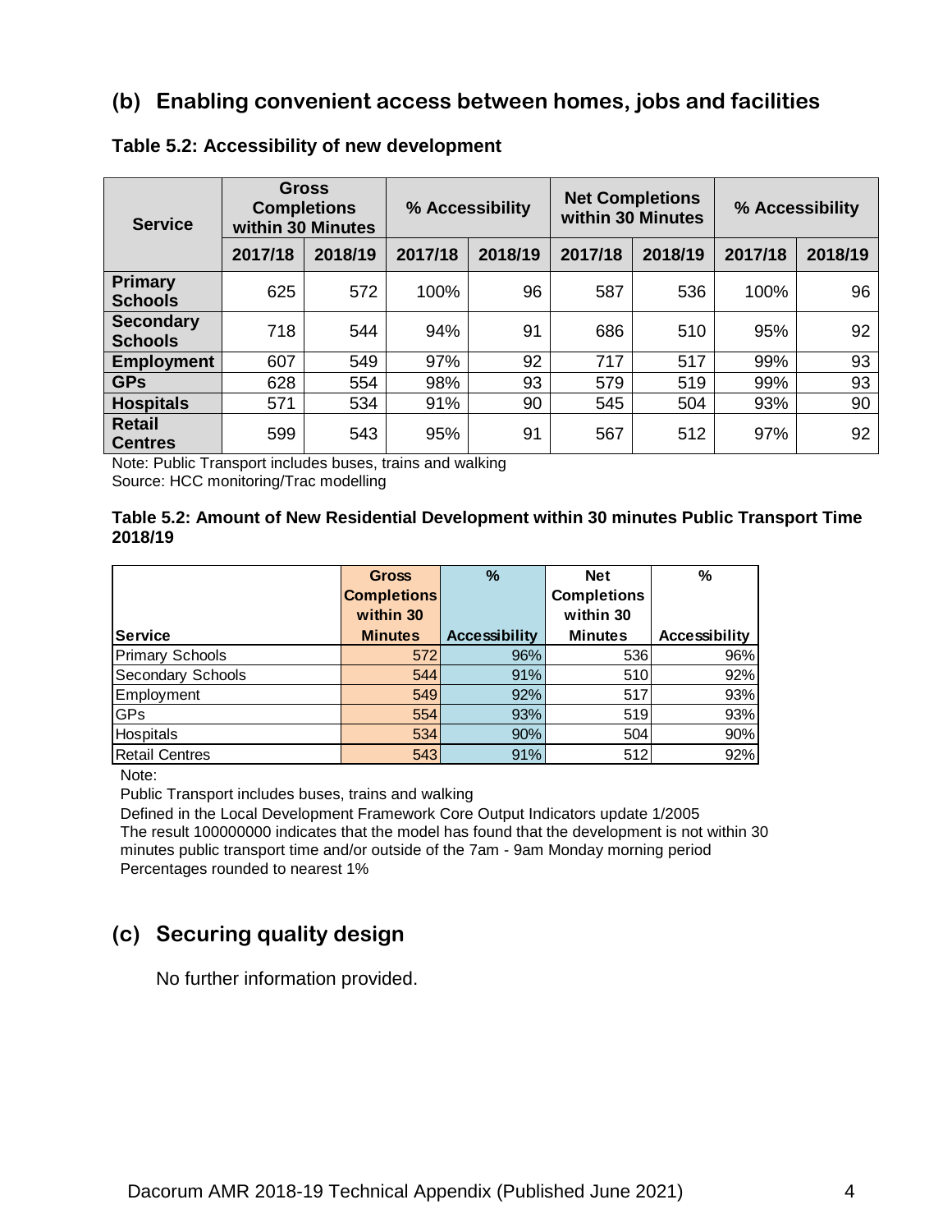## (b) Enabling convenient access between homes, jobs and facilities

**Table 5.2: Accessibility of new development**

| Service | Gross Completions within 30 Minutes | | % Accessibility | | Net Completions within 30 Minutes | | % Accessibility | |
|---|---|---|---|---|---|---|---|---|
| | 2017/18 | 2018/19 | 2017/18 | 2018/19 | 2017/18 | 2018/19 | 2017/18 | 2018/19 |
| **Primary Schools** | 625 | 572 | 100% | 96 | 587 | 536 | 100% | 96 |
| **Secondary Schools** | 718 | 544 | 94% | 91 | 686 | 510 | 95% | 92 |
| **Employment** | 607 | 549 | 97% | 92 | 717 | 517 | 99% | 93 |
| **GPs** | 628 | 554 | 98% | 93 | 579 | 519 | 99% | 93 |
| **Hospitals** | 571 | 534 | 91% | 90 | 545 | 504 | 93% | 90 |
| **Retail Centres** | 599 | 543 | 95% | 91 | 567 | 512 | 97% | 92 |

Note: Public Transport includes buses, trains and walking

Source: HCC monitoring/Trac modelling

**Table 5.2: Amount of New Residential Development within 30 minutes Public Transport Time 2018/19**

| Service | Gross Completions within 30 Minutes | % Accessibility | Net Completions within 30 Minutes | % Accessibility |
|---|---|---|---|---|
| Primary Schools | 572 | 96% | 536 | 96% |
| Secondary Schools | 544 | 91% | 510 | 92% |
| Employment | 549 | 92% | 517 | 93% |
| GPs | 554 | 93% | 519 | 93% |
| Hospitals | 534 | 90% | 504 | 90% |
| Retail Centres | 543 | 91% | 512 | 92% |

Note:

Public Transport includes buses, trains and walking

Defined in the Local Development Framework Core Output Indicators update 1/2005

The result 100000000 indicates that the model has found that the development is not within 30 minutes public transport time and/or outside of the 7am - 9am Monday morning period

Percentages rounded to nearest 1%

## (c) Securing quality design

No further information provided.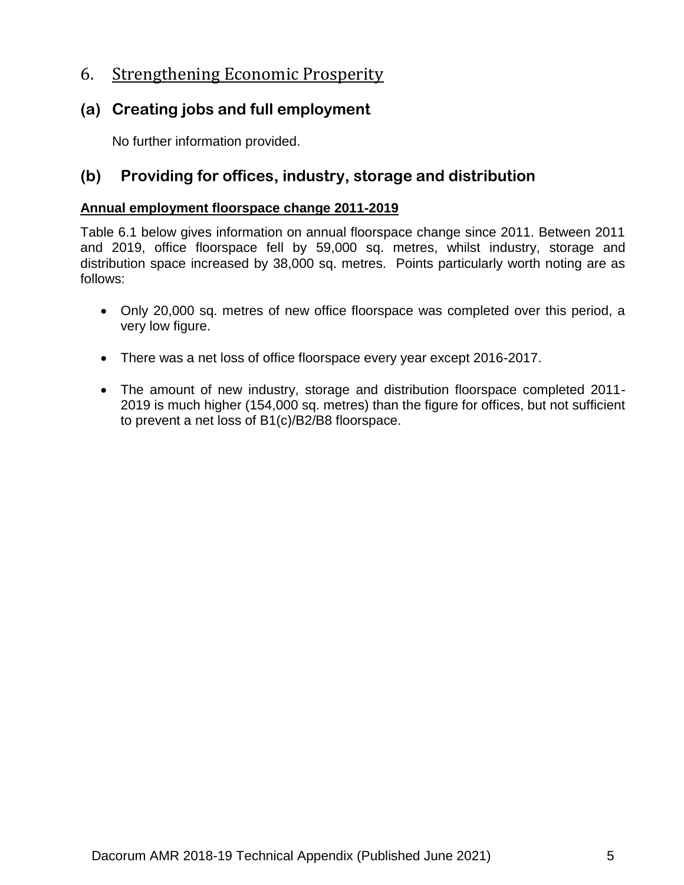# 6. Strengthening Economic Prosperity

## (a) Creating jobs and full employment

No further information provided.

## (b) Providing for offices, industry, storage and distribution

**Annual employment floorspace change 2011-2019**

Table 6.1 below gives information on annual floorspace change since 2011. Between 2011 and 2019, office floorspace fell by 59,000 sq. metres, whilst industry, storage and distribution space increased by 38,000 sq. metres. Points particularly worth noting are as follows:

- Only 20,000 sq. metres of new office floorspace was completed over this period, a very low figure.
- There was a net loss of office floorspace every year except 2016-2017.
- The amount of new industry, storage and distribution floorspace completed 2011-2019 is much higher (154,000 sq. metres) than the figure for offices, but not sufficient to prevent a net loss of B1(c)/B2/B8 floorspace.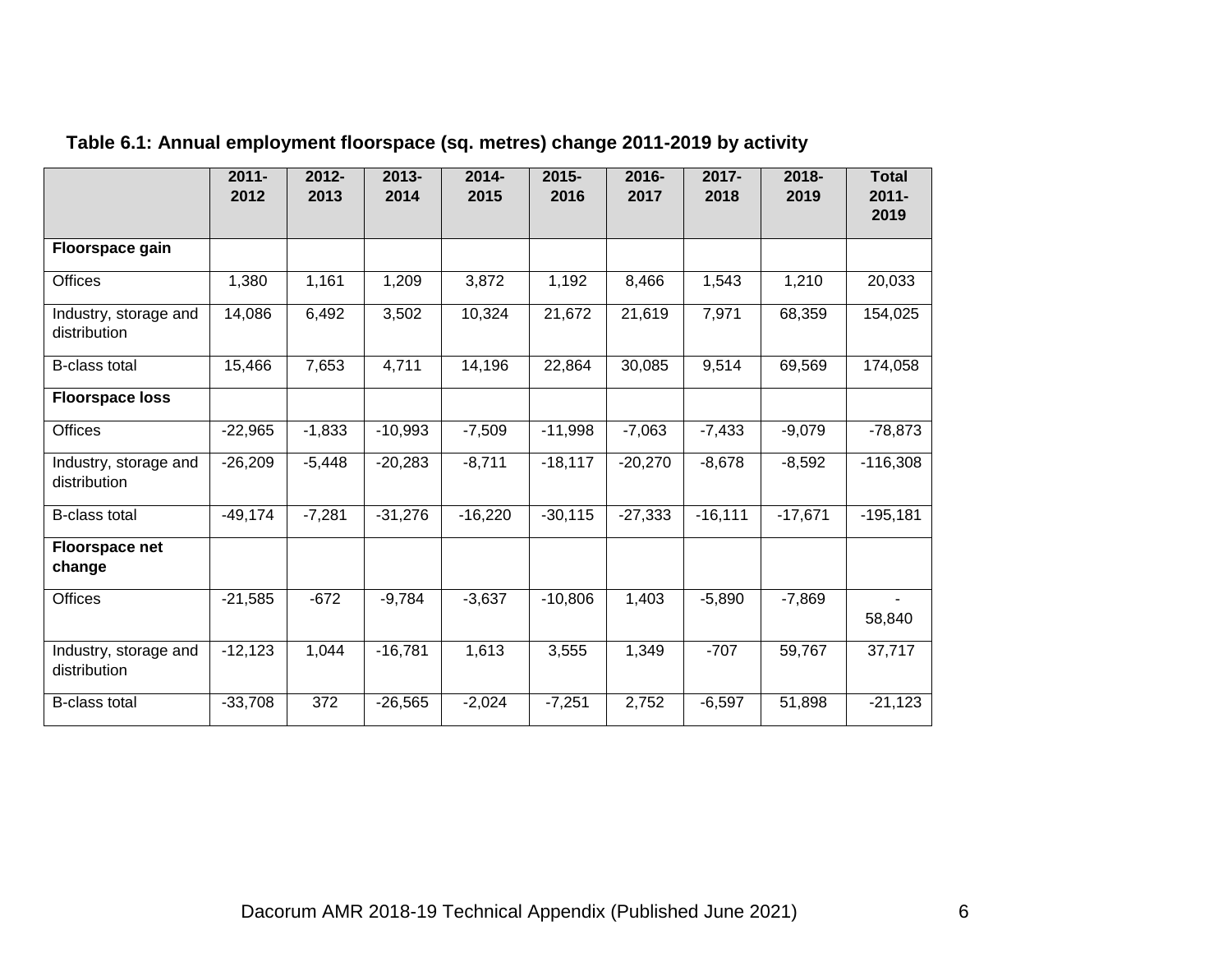**Table 6.1: Annual employment floorspace (sq. metres) change 2011-2019 by activity**

| | 2011-2012 | 2012-2013 | 2013-2014 | 2014-2015 | 2015-2016 | 2016-2017 | 2017-2018 | 2018-2019 | Total 2011-2019 |
|---|---|---|---|---|---|---|---|---|---|
| **Floorspace gain** | | | | | | | | | |
| Offices | 1,380 | 1,161 | 1,209 | 3,872 | 1,192 | 8,466 | 1,543 | 1,210 | 20,033 |
| Industry, storage and distribution | 14,086 | 6,492 | 3,502 | 10,324 | 21,672 | 21,619 | 7,971 | 68,359 | 154,025 |
| B-class total | 15,466 | 7,653 | 4,711 | 14,196 | 22,864 | 30,085 | 9,514 | 69,569 | 174,058 |
| **Floorspace loss** | | | | | | | | | |
| Offices | -22,965 | -1,833 | -10,993 | -7,509 | -11,998 | -7,063 | -7,433 | -9,079 | -78,873 |
| Industry, storage and distribution | -26,209 | -5,448 | -20,283 | -8,711 | -18,117 | -20,270 | -8,678 | -8,592 | -116,308 |
| B-class total | -49,174 | -7,281 | -31,276 | -16,220 | -30,115 | -27,333 | -16,111 | -17,671 | -195,181 |
| **Floorspace net change** | | | | | | | | | |
| Offices | -21,585 | -672 | -9,784 | -3,637 | -10,806 | 1,403 | -5,890 | -7,869 | -58,840 |
| Industry, storage and distribution | -12,123 | 1,044 | -16,781 | 1,613 | 3,555 | 1,349 | -707 | 59,767 | 37,717 |
| B-class total | -33,708 | 372 | -26,565 | -2,024 | -7,251 | 2,752 | -6,597 | 51,898 | -21,123 |

Dacorum AMR 2018-19 Technical Appendix (Published June 2021)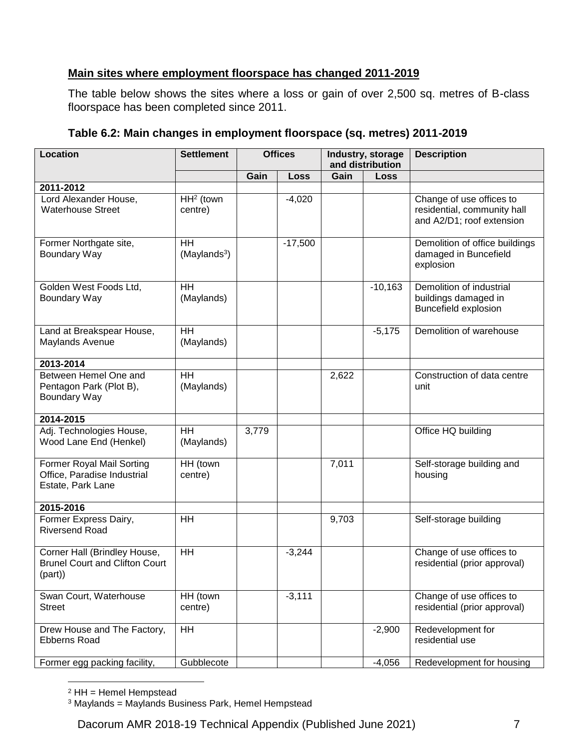**Main sites where employment floorspace has changed 2011-2019**

The table below shows the sites where a loss or gain of over 2,500 sq. metres of B-class floorspace has been completed since 2011.

**Table 6.2: Main changes in employment floorspace (sq. metres) 2011-2019**

| Location | Settlement | Offices | | Industry, storage and distribution | | Description |
|---|---|---|---|---|---|---|
| | | Gain | Loss | Gain | Loss | |
| **2011-2012** | | | | | | |
| Lord Alexander House, Waterhouse Street | HH[2] (town centre) | | -4,020 | | | Change of use offices to residential, community hall and A2/D1; roof extension |
| Former Northgate site, Boundary Way | HH (Maylands[3]) | | -17,500 | | | Demolition of office buildings damaged in Buncefield explosion |
| Golden West Foods Ltd, Boundary Way | HH (Maylands) | | | | -10,163 | Demolition of industrial buildings damaged in Buncefield explosion |
| Land at Breakspear House, Maylands Avenue | HH (Maylands) | | | | -5,175 | Demolition of warehouse |
| **2013-2014** | | | | | | |
| Between Hemel One and Pentagon Park (Plot B), Boundary Way | HH (Maylands) | | | 2,622 | | Construction of data centre unit |
| **2014-2015** | | | | | | |
| Adj. Technologies House, Wood Lane End (Henkel) | HH (Maylands) | 3,779 | | | | Office HQ building |
| Former Royal Mail Sorting Office, Paradise Industrial Estate, Park Lane | HH (town centre) | | | 7,011 | | Self-storage building and housing |
| **2015-2016** | | | | | | |
| Former Express Dairy, Riversend Road | HH | | | 9,703 | | Self-storage building |
| Corner Hall (Brindley House, Brunel Court and Clifton Court (part)) | HH | | -3,244 | | | Change of use offices to residential (prior approval) |
| Swan Court, Waterhouse Street | HH (town centre) | | -3,111 | | | Change of use offices to residential (prior approval) |
| Drew House and The Factory, Ebberns Road | HH | | | | -2,900 | Redevelopment for residential use |
| Former egg packing facility, | Gubblecote | | | | -4,056 | Redevelopment for housing |

[2] HH = Hemel Hempstead

[3] Maylands = Maylands Business Park, Hemel Hempstead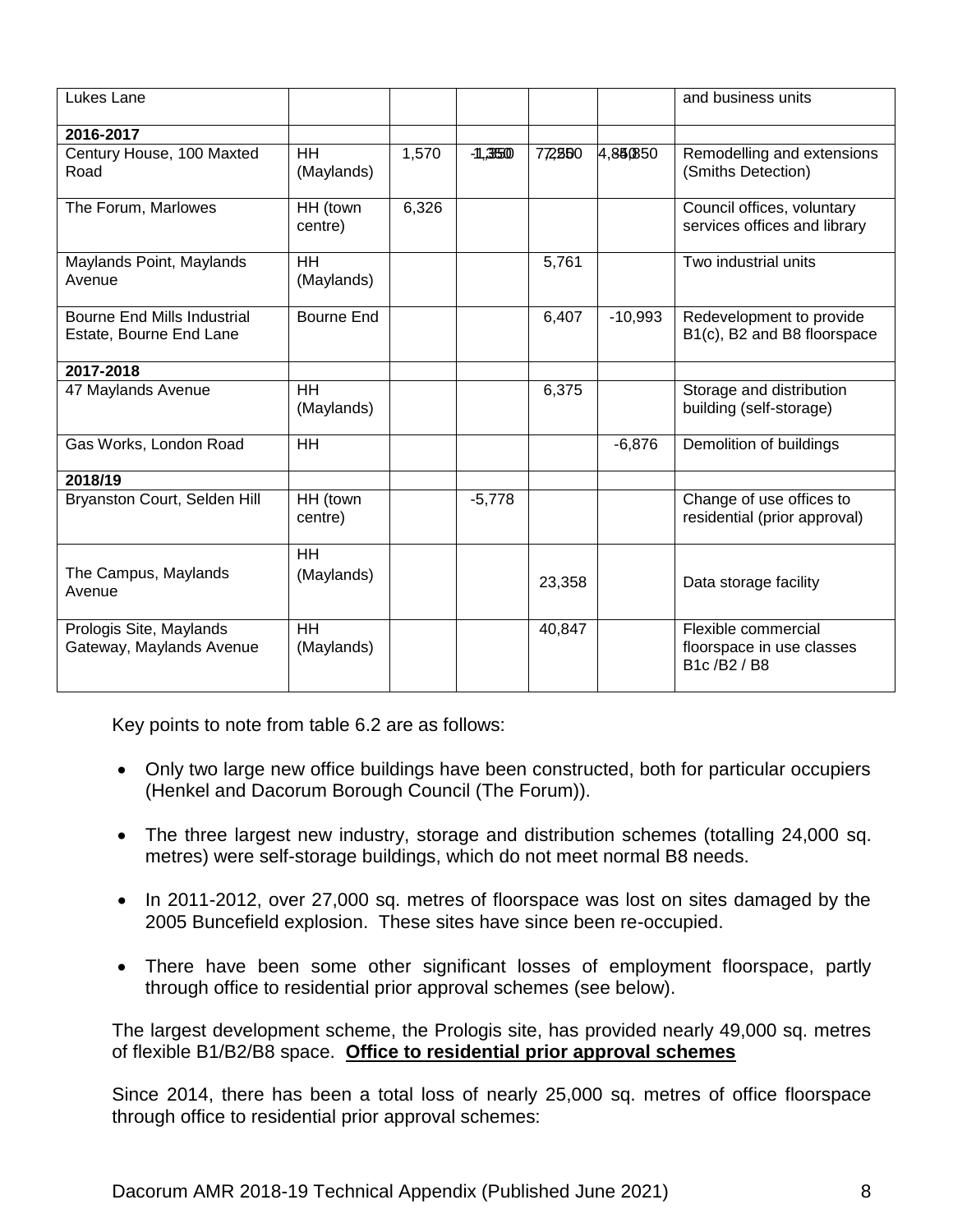| Lukes Lane | | | | | | and business units |
|---|---|---|---|---|---|---|
| **2016-2017** | | | | | | |
| Century House, 100 Maxted Road | HH (Maylands) | 1,570 | -1,350 | 7,250 | 4,850 | Remodelling and extensions (Smiths Detection) |
| The Forum, Marlowes | HH (town centre) | 6,326 | | | | Council offices, voluntary services offices and library |
| Maylands Point, Maylands Avenue | HH (Maylands) | | | 5,761 | | Two industrial units |
| Bourne End Mills Industrial Estate, Bourne End Lane | Bourne End | | | 6,407 | -10,993 | Redevelopment to provide B1(c), B2 and B8 floorspace |
| **2017-2018** | | | | | | |
| 47 Maylands Avenue | HH (Maylands) | | | 6,375 | | Storage and distribution building (self-storage) |
| Gas Works, London Road | HH | | | | -6,876 | Demolition of buildings |
| **2018/19** | | | | | | |
| Bryanston Court, Selden Hill | HH (town centre) | | -5,778 | | | Change of use offices to residential (prior approval) |
| The Campus, Maylands Avenue | HH (Maylands) | | | 23,358 | | Data storage facility |
| Prologis Site, Maylands Gateway, Maylands Avenue | HH (Maylands) | | | 40,847 | | Flexible commercial floorspace in use classes B1c /B2 / B8 |

Key points to note from table 6.2 are as follows:

- Only two large new office buildings have been constructed, both for particular occupiers (Henkel and Dacorum Borough Council (The Forum)).
- The three largest new industry, storage and distribution schemes (totalling 24,000 sq. metres) were self-storage buildings, which do not meet normal B8 needs.
- In 2011-2012, over 27,000 sq. metres of floorspace was lost on sites damaged by the 2005 Buncefield explosion. These sites have since been re-occupied.
- There have been some other significant losses of employment floorspace, partly through office to residential prior approval schemes (see below).

The largest development scheme, the Prologis site, has provided nearly 49,000 sq. metres of flexible B1/B2/B8 space.

**Office to residential prior approval schemes**

Since 2014, there has been a total loss of nearly 25,000 sq. metres of office floorspace through office to residential prior approval schemes: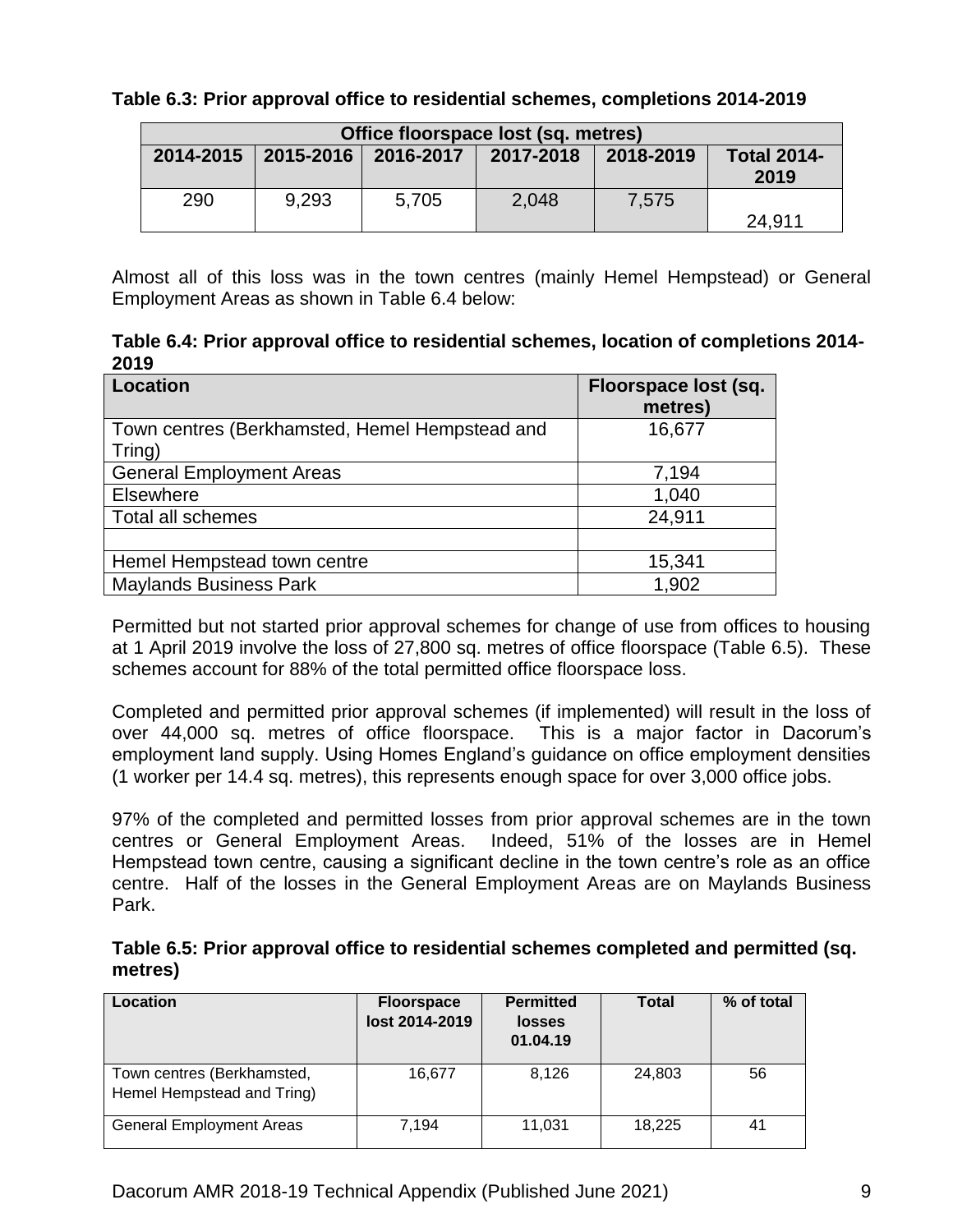**Table 6.3: Prior approval office to residential schemes, completions 2014-2019**

| Office floorspace lost (sq. metres) | | | | | |
|---|---|---|---|---|---|
| 2014-2015 | 2015-2016 | 2016-2017 | 2017-2018 | 2018-2019 | Total 2014-2019 |
| 290 | 9,293 | 5,705 | 2,048 | 7,575 | 24,911 |

Almost all of this loss was in the town centres (mainly Hemel Hempstead) or General Employment Areas as shown in Table 6.4 below:

**Table 6.4: Prior approval office to residential schemes, location of completions 2014-2019**

| Location | Floorspace lost (sq. metres) |
|---|---|
| Town centres (Berkhamsted, Hemel Hempstead and Tring) | 16,677 |
| General Employment Areas | 7,194 |
| Elsewhere | 1,040 |
| Total all schemes | 24,911 |
| | |
| Hemel Hempstead town centre | 15,341 |
| Maylands Business Park | 1,902 |

Permitted but not started prior approval schemes for change of use from offices to housing at 1 April 2019 involve the loss of 27,800 sq. metres of office floorspace (Table 6.5). These schemes account for 88% of the total permitted office floorspace loss.

Completed and permitted prior approval schemes (if implemented) will result in the loss of over 44,000 sq. metres of office floorspace. This is a major factor in Dacorum's employment land supply. Using Homes England's guidance on office employment densities (1 worker per 14.4 sq. metres), this represents enough space for over 3,000 office jobs.

97% of the completed and permitted losses from prior approval schemes are in the town centres or General Employment Areas. Indeed, 51% of the losses are in Hemel Hempstead town centre, causing a significant decline in the town centre's role as an office centre. Half of the losses in the General Employment Areas are on Maylands Business Park.

**Table 6.5: Prior approval office to residential schemes completed and permitted (sq. metres)**

| Location | Floorspace lost 2014-2019 | Permitted losses 01.04.19 | Total | % of total |
|---|---|---|---|---|
| Town centres (Berkhamsted, Hemel Hempstead and Tring) | 16,677 | 8,126 | 24,803 | 56 |
| General Employment Areas | 7,194 | 11,031 | 18,225 | 41 |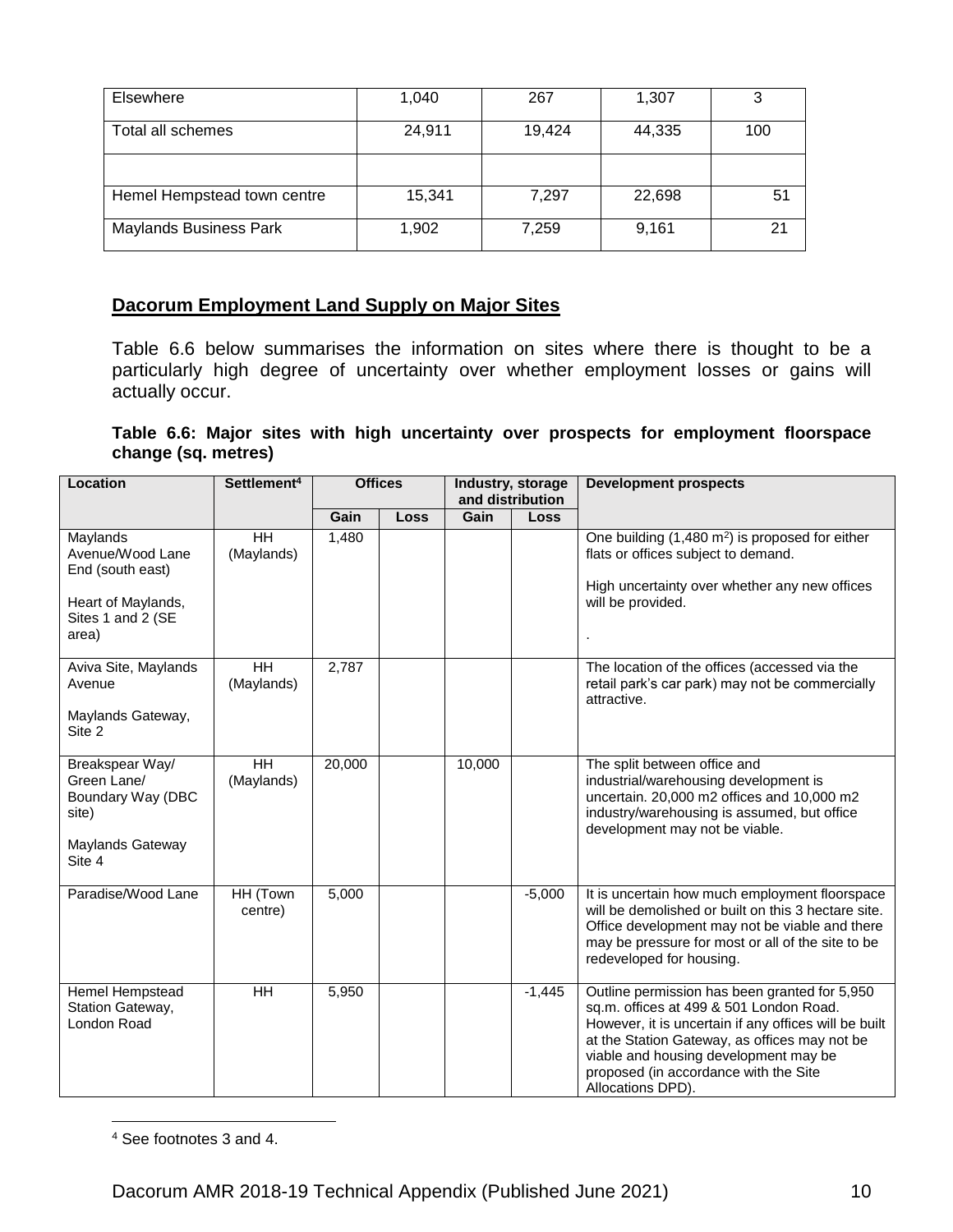| Elsewhere | 1,040 | 267 | 1,307 | 3 |
|---|---|---|---|---|
| Total all schemes | 24,911 | 19,424 | 44,335 | 100 |
| | | | | |
| Hemel Hempstead town centre | 15,341 | 7,297 | 22,698 | 51 |
| Maylands Business Park | 1,902 | 7,259 | 9,161 | 21 |

## Dacorum Employment Land Supply on Major Sites

Table 6.6 below summarises the information on sites where there is thought to be a particularly high degree of uncertainty over whether employment losses or gains will actually occur.

**Table 6.6: Major sites with high uncertainty over prospects for employment floorspace change (sq. metres)**

| Location | Settlement[4] | Offices | | Industry, storage and distribution | | Development prospects |
|---|---|---|---|---|---|---|
| | | Gain | Loss | Gain | Loss | |
| Maylands Avenue/Wood Lane End (south east)<br><br>Heart of Maylands, Sites 1 and 2 (SE area) | HH (Maylands) | 1,480 | | | | One building (1,480 m$^2$) is proposed for either flats or offices subject to demand.<br><br>High uncertainty over whether any new offices will be provided.<br><br>. |
| Aviva Site, Maylands Avenue<br><br>Maylands Gateway, Site 2 | HH (Maylands) | 2,787 | | | | The location of the offices (accessed via the retail park's car park) may not be commercially attractive. |
| Breakspear Way/ Green Lane/ Boundary Way (DBC site)<br><br>Maylands Gateway Site 4 | HH (Maylands) | 20,000 | | 10,000 | | The split between office and industrial/warehousing development is uncertain. 20,000 m2 offices and 10,000 m2 industry/warehousing is assumed, but office development may not be viable. |
| Paradise/Wood Lane | HH (Town centre) | 5,000 | | | -5,000 | It is uncertain how much employment floorspace will be demolished or built on this 3 hectare site. Office development may not be viable and there may be pressure for most or all of the site to be redeveloped for housing. |
| Hemel Hempstead Station Gateway, London Road | HH | 5,950 | | | -1,445 | Outline permission has been granted for 5,950 sq.m. offices at 499 & 501 London Road. However, it is uncertain if any offices will be built at the Station Gateway, as offices may not be viable and housing development may be proposed (in accordance with the Site Allocations DPD). |

[4] See footnotes 3 and 4.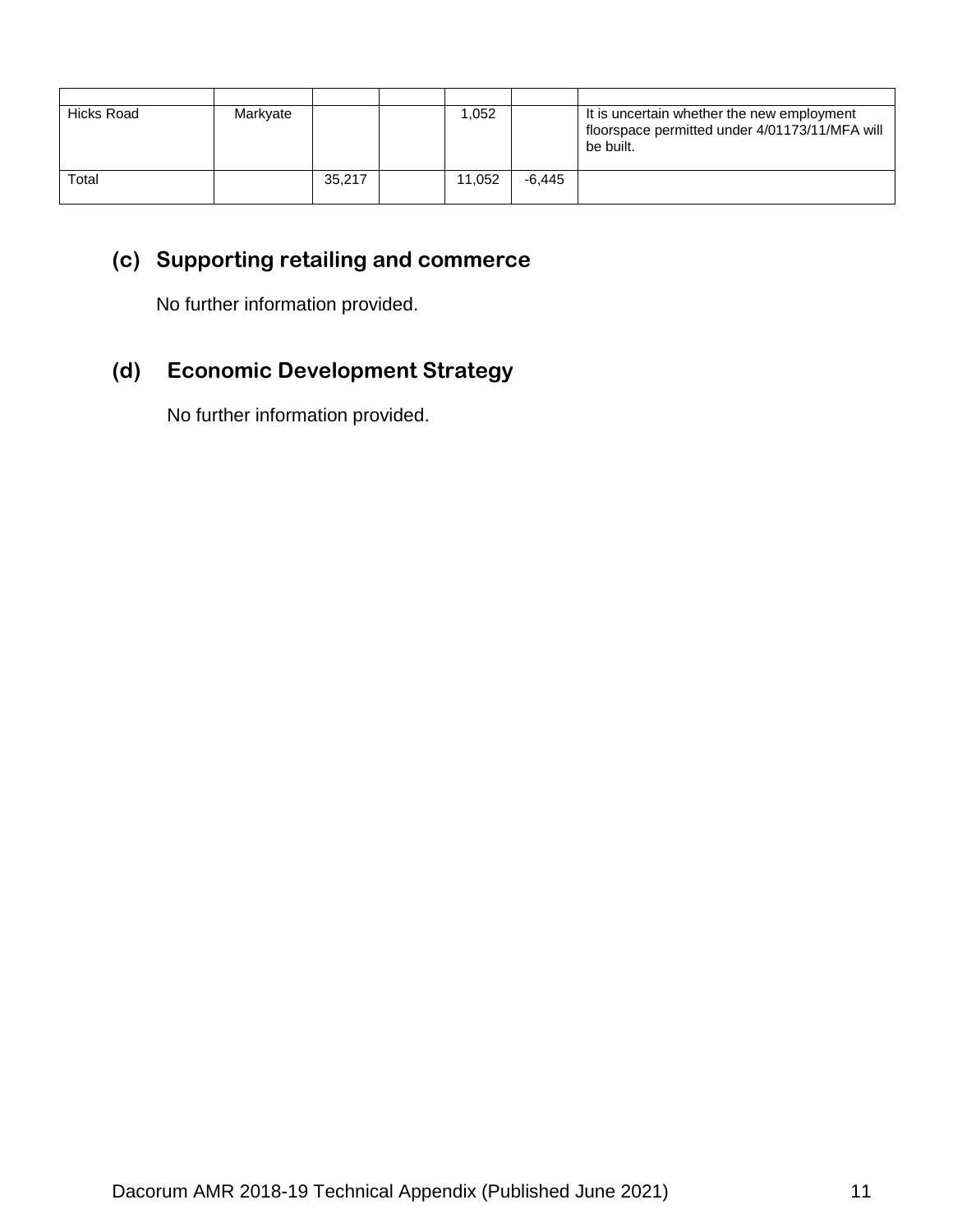| | | | | | | |
|---|---|---|---|---|---|---|
| Hicks Road | Markyate | | | 1,052 | | It is uncertain whether the new employment floorspace permitted under 4/01173/11/MFA will be built. |
| Total | | 35,217 | | 11,052 | -6,445 | |

## (c) Supporting retailing and commerce

No further information provided.

## (d) Economic Development Strategy

No further information provided.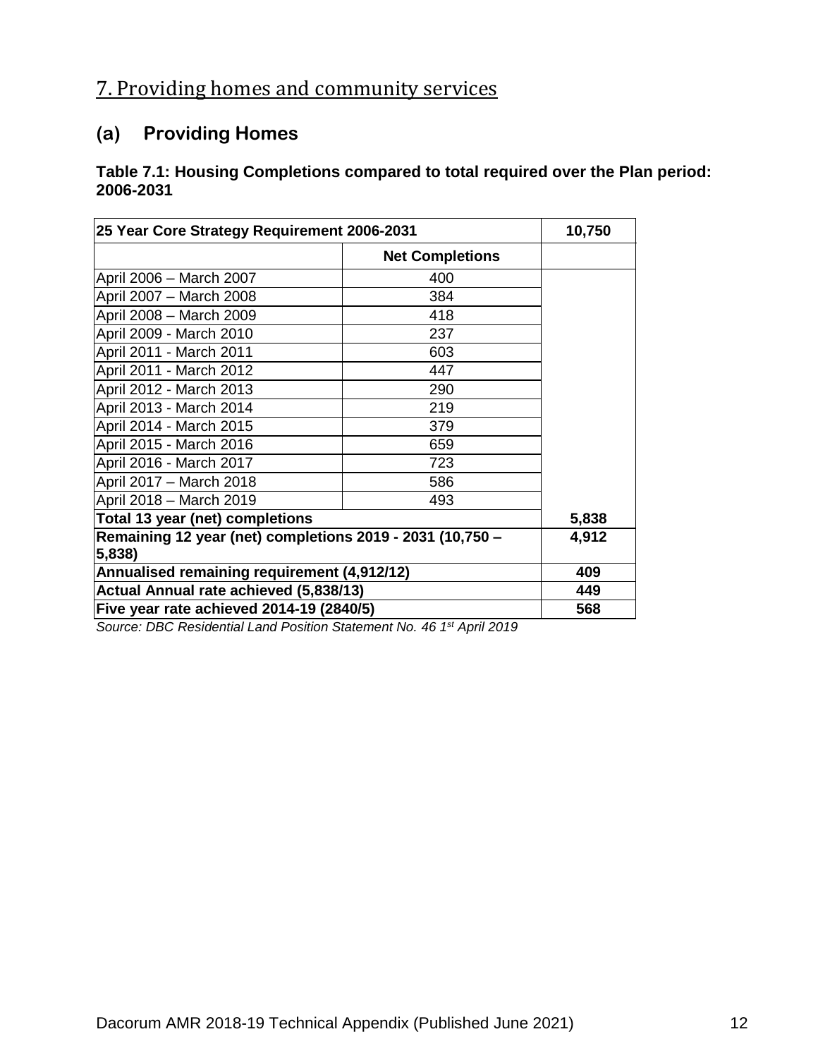## 7. Providing homes and community services

### (a) Providing Homes

**Table 7.1: Housing Completions compared to total required over the Plan period: 2006-2031**

| **25 Year Core Strategy Requirement 2006-2031** | | **10,750** |
|---|---|---|
| | **Net Completions** | |
| April 2006 – March 2007 | 400 | |
| April 2007 – March 2008 | 384 | |
| April 2008 – March 2009 | 418 | |
| April 2009 - March 2010 | 237 | |
| April 2011 - March 2011 | 603 | |
| April 2011 - March 2012 | 447 | |
| April 2012 - March 2013 | 290 | |
| April 2013 - March 2014 | 219 | |
| April 2014 - March 2015 | 379 | |
| April 2015 - March 2016 | 659 | |
| April 2016 - March 2017 | 723 | |
| April 2017 – March 2018 | 586 | |
| April 2018 – March 2019 | 493 | |
| **Total 13 year (net) completions** | | **5,838** |
| **Remaining 12 year (net) completions 2019 - 2031 (10,750 – 5,838)** | | **4,912** |
| **Annualised remaining requirement (4,912/12)** | | **409** |
| **Actual Annual rate achieved (5,838/13)** | | **449** |
| **Five year rate achieved 2014-19 (2840/5)** | | **568** |

*Source: DBC Residential Land Position Statement No. 46 1st April 2019*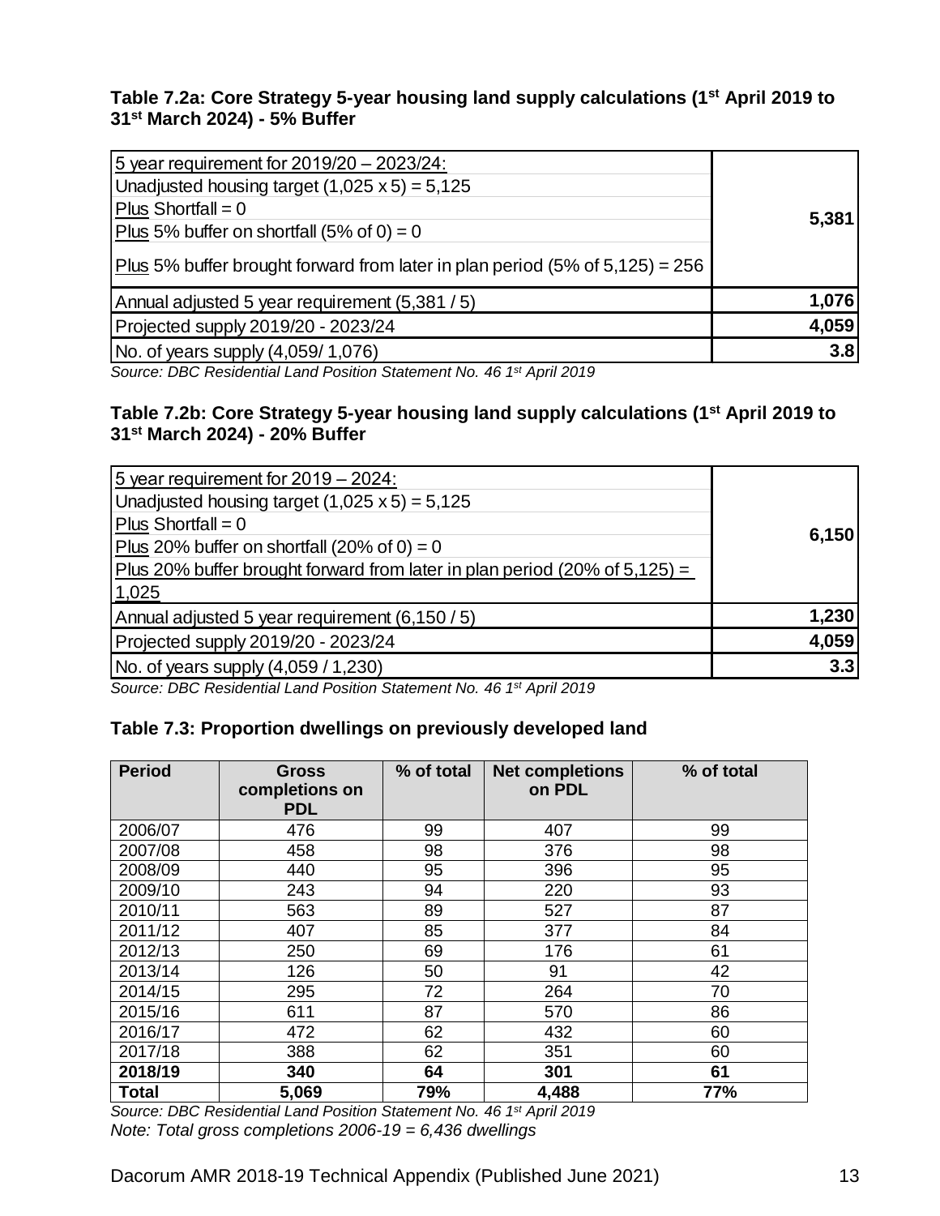### Table 7.2a: Core Strategy 5-year housing land supply calculations (1st April 2019 to 31st March 2024) - 5% Buffer

| 5 year requirement for 2019/20 – 2023/24:<br>Unadjusted housing target (1,025 x 5) = 5,125<br>Plus Shortfall = 0<br>Plus 5% buffer on shortfall (5% of 0) = 0<br>Plus 5% buffer brought forward from later in plan period (5% of 5,125) = 256 | **5,381** |
|---|---|
| Annual adjusted 5 year requirement (5,381 / 5) | **1,076** |
| Projected supply 2019/20 - 2023/24 | **4,059** |
| No. of years supply (4,059/ 1,076) | **3.8** |

*Source: DBC Residential Land Position Statement No. 46 1st April 2019*

### Table 7.2b: Core Strategy 5-year housing land supply calculations (1st April 2019 to 31st March 2024) - 20% Buffer

| 5 year requirement for 2019 – 2024:<br>Unadjusted housing target (1,025 x 5) = 5,125<br>Plus Shortfall = 0<br>Plus 20% buffer on shortfall (20% of 0) = 0<br>Plus 20% buffer brought forward from later in plan period (20% of 5,125) = 1,025 | **6,150** |
|---|---|
| Annual adjusted 5 year requirement (6,150 / 5) | **1,230** |
| Projected supply 2019/20 - 2023/24 | **4,059** |
| No. of years supply (4,059 / 1,230) | **3.3** |

*Source: DBC Residential Land Position Statement No. 46 1st April 2019*

### Table 7.3: Proportion dwellings on previously developed land

| Period | Gross completions on PDL | % of total | Net completions on PDL | % of total |
|---|---|---|---|---|
| 2006/07 | 476 | 99 | 407 | 99 |
| 2007/08 | 458 | 98 | 376 | 98 |
| 2008/09 | 440 | 95 | 396 | 95 |
| 2009/10 | 243 | 94 | 220 | 93 |
| 2010/11 | 563 | 89 | 527 | 87 |
| 2011/12 | 407 | 85 | 377 | 84 |
| 2012/13 | 250 | 69 | 176 | 61 |
| 2013/14 | 126 | 50 | 91 | 42 |
| 2014/15 | 295 | 72 | 264 | 70 |
| 2015/16 | 611 | 87 | 570 | 86 |
| 2016/17 | 472 | 62 | 432 | 60 |
| 2017/18 | 388 | 62 | 351 | 60 |
| **2018/19** | **340** | **64** | **301** | **61** |
| **Total** | **5,069** | **79%** | **4,488** | **77%** |

*Source: DBC Residential Land Position Statement No. 46 1st April 2019*
*Note: Total gross completions 2006-19 = 6,436 dwellings*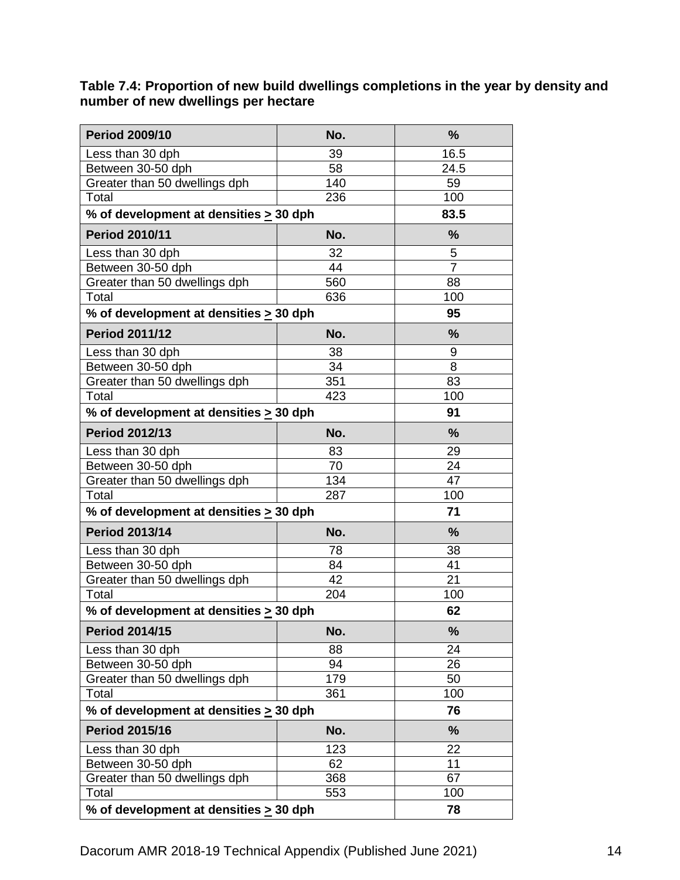**Table 7.4: Proportion of new build dwellings completions in the year by density and number of new dwellings per hectare**

| Period 2009/10 | No. | % |
|---|---|---|
| Less than 30 dph | 39 | 16.5 |
| Between 30-50 dph | 58 | 24.5 |
| Greater than 50 dwellings dph | 140 | 59 |
| Total | 236 | 100 |
| **% of development at densities ≥ 30 dph** | | **83.5** |
| **Period 2010/11** | **No.** | **%** |
| Less than 30 dph | 32 | 5 |
| Between 30-50 dph | 44 | 7 |
| Greater than 50 dwellings dph | 560 | 88 |
| Total | 636 | 100 |
| **% of development at densities ≥ 30 dph** | | **95** |
| **Period 2011/12** | **No.** | **%** |
| Less than 30 dph | 38 | 9 |
| Between 30-50 dph | 34 | 8 |
| Greater than 50 dwellings dph | 351 | 83 |
| Total | 423 | 100 |
| **% of development at densities ≥ 30 dph** | | **91** |
| **Period 2012/13** | **No.** | **%** |
| Less than 30 dph | 83 | 29 |
| Between 30-50 dph | 70 | 24 |
| Greater than 50 dwellings dph | 134 | 47 |
| Total | 287 | 100 |
| **% of development at densities ≥ 30 dph** | | **71** |
| **Period 2013/14** | **No.** | **%** |
| Less than 30 dph | 78 | 38 |
| Between 30-50 dph | 84 | 41 |
| Greater than 50 dwellings dph | 42 | 21 |
| Total | 204 | 100 |
| **% of development at densities ≥ 30 dph** | | **62** |
| **Period 2014/15** | **No.** | **%** |
| Less than 30 dph | 88 | 24 |
| Between 30-50 dph | 94 | 26 |
| Greater than 50 dwellings dph | 179 | 50 |
| Total | 361 | 100 |
| **% of development at densities ≥ 30 dph** | | **76** |
| **Period 2015/16** | **No.** | **%** |
| Less than 30 dph | 123 | 22 |
| Between 30-50 dph | 62 | 11 |
| Greater than 50 dwellings dph | 368 | 67 |
| Total | 553 | 100 |
| **% of development at densities ≥ 30 dph** | | **78** |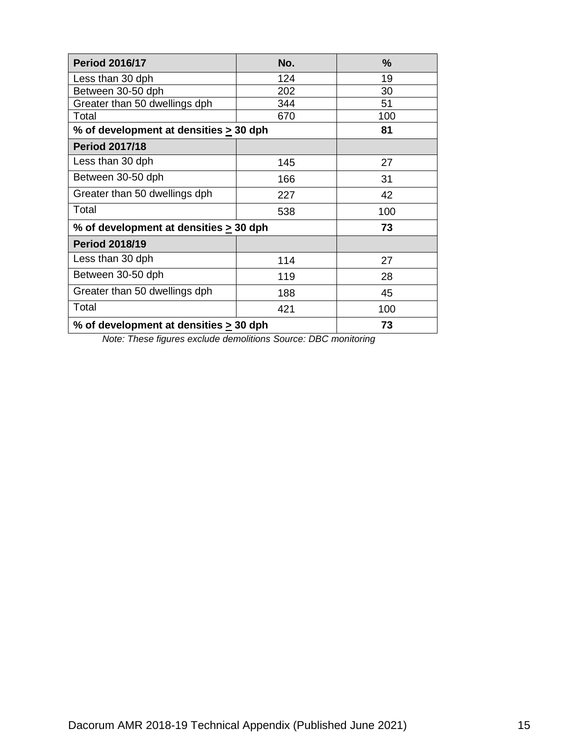| **Period 2016/17** | **No.** | **%** |
|---|---|---|
| Less than 30 dph | 124 | 19 |
| Between 30-50 dph | 202 | 30 |
| Greater than 50 dwellings dph | 344 | 51 |
| Total | 670 | 100 |
| **% of development at densities ≥ 30 dph** | | **81** |
| **Period 2017/18** | | |
| Less than 30 dph | 145 | 27 |
| Between 30-50 dph | 166 | 31 |
| Greater than 50 dwellings dph | 227 | 42 |
| Total | 538 | 100 |
| **% of development at densities ≥ 30 dph** | | **73** |
| **Period 2018/19** | | |
| Less than 30 dph | 114 | 27 |
| Between 30-50 dph | 119 | 28 |
| Greater than 50 dwellings dph | 188 | 45 |
| Total | 421 | 100 |
| **% of development at densities ≥ 30 dph** | | **73** |

*Note: These figures exclude demolitions Source: DBC monitoring*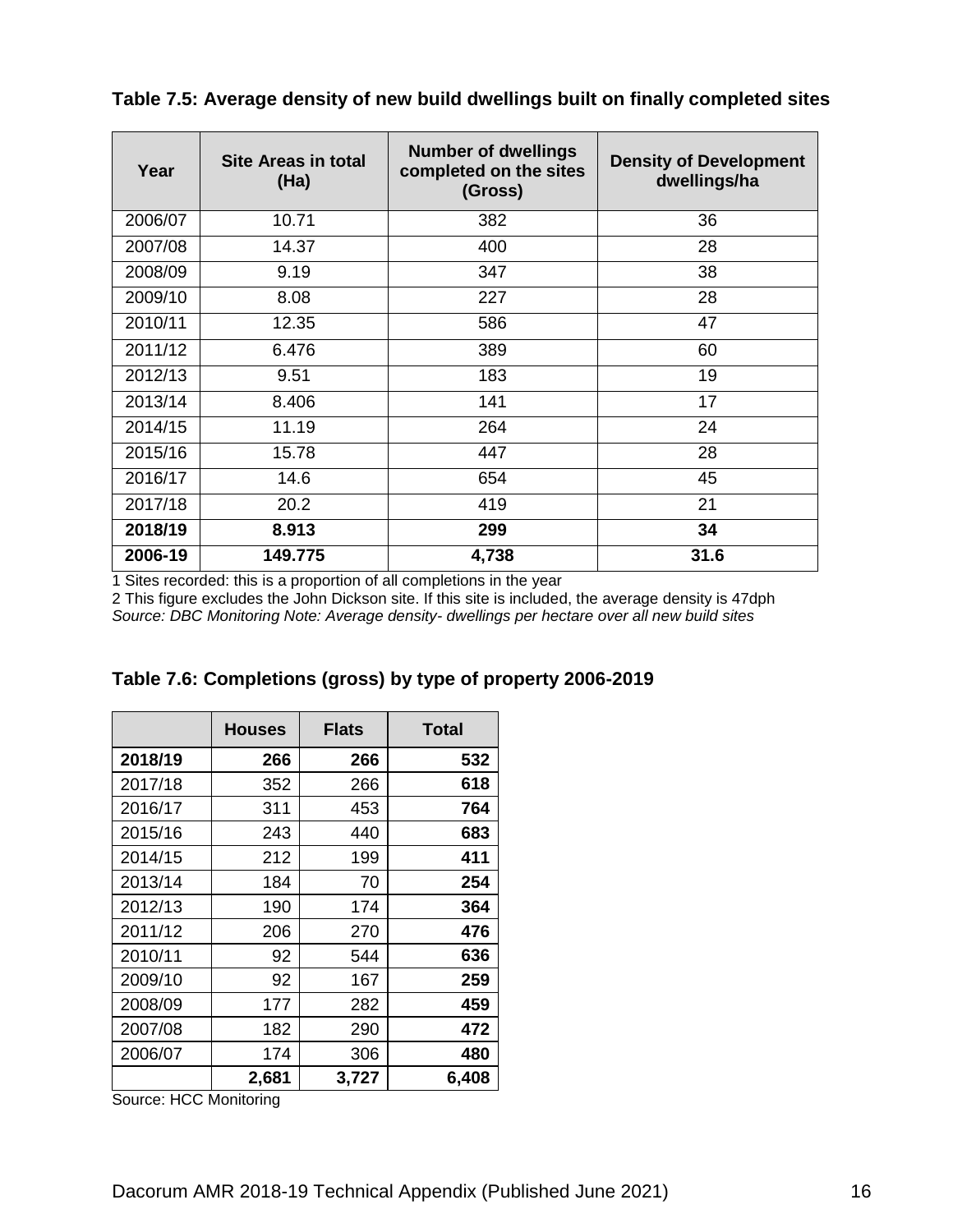**Table 7.5: Average density of new build dwellings built on finally completed sites**

| Year | Site Areas in total (Ha) | Number of dwellings completed on the sites (Gross) | Density of Development dwellings/ha |
|---|---|---|---|
| 2006/07 | 10.71 | 382 | 36 |
| 2007/08 | 14.37 | 400 | 28 |
| 2008/09 | 9.19 | 347 | 38 |
| 2009/10 | 8.08 | 227 | 28 |
| 2010/11 | 12.35 | 586 | 47 |
| 2011/12 | 6.476 | 389 | 60 |
| 2012/13 | 9.51 | 183 | 19 |
| 2013/14 | 8.406 | 141 | 17 |
| 2014/15 | 11.19 | 264 | 24 |
| 2015/16 | 15.78 | 447 | 28 |
| 2016/17 | 14.6 | 654 | 45 |
| 2017/18 | 20.2 | 419 | 21 |
| **2018/19** | **8.913** | **299** | **34** |
| **2006-19** | **149.775** | **4,738** | **31.6** |

1 Sites recorded: this is a proportion of all completions in the year

2 This figure excludes the John Dickson site. If this site is included, the average density is 47dph

*Source: DBC Monitoring Note: Average density- dwellings per hectare over all new build sites*

**Table 7.6: Completions (gross) by type of property 2006-2019**

| | Houses | Flats | Total |
|---|---|---|---|
| **2018/19** | **266** | **266** | **532** |
| 2017/18 | 352 | 266 | **618** |
| 2016/17 | 311 | 453 | **764** |
| 2015/16 | 243 | 440 | **683** |
| 2014/15 | 212 | 199 | **411** |
| 2013/14 | 184 | 70 | **254** |
| 2012/13 | 190 | 174 | **364** |
| 2011/12 | 206 | 270 | **476** |
| 2010/11 | 92 | 544 | **636** |
| 2009/10 | 92 | 167 | **259** |
| 2008/09 | 177 | 282 | **459** |
| 2007/08 | 182 | 290 | **472** |
| 2006/07 | 174 | 306 | **480** |
| | **2,681** | **3,727** | **6,408** |

Source: HCC Monitoring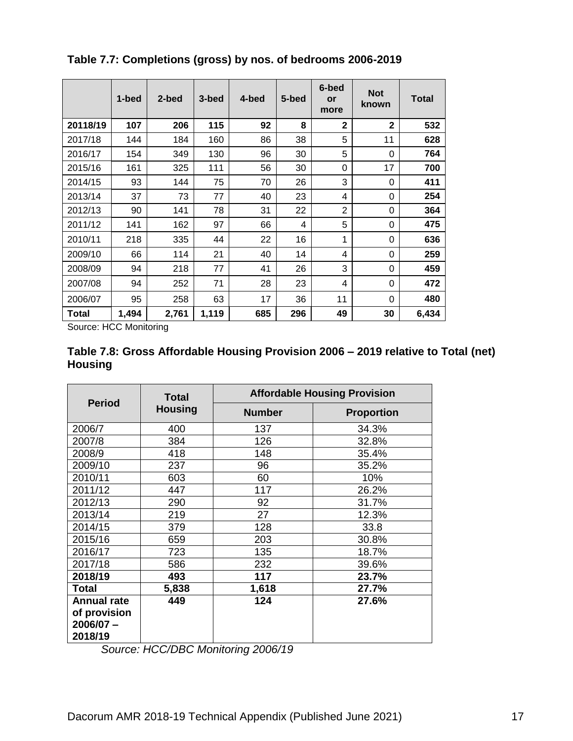### Table 7.7: Completions (gross) by nos. of bedrooms 2006-2019

| | 1-bed | 2-bed | 3-bed | 4-bed | 5-bed | 6-bed or more | Not known | Total |
|---|---|---|---|---|---|---|---|---|
| **20118/19** | **107** | **206** | **115** | **92** | **8** | **2** | **2** | **532** |
| 2017/18 | 144 | 184 | 160 | 86 | 38 | 5 | 11 | **628** |
| 2016/17 | 154 | 349 | 130 | 96 | 30 | 5 | 0 | **764** |
| 2015/16 | 161 | 325 | 111 | 56 | 30 | 0 | 17 | **700** |
| 2014/15 | 93 | 144 | 75 | 70 | 26 | 3 | 0 | **411** |
| 2013/14 | 37 | 73 | 77 | 40 | 23 | 4 | 0 | **254** |
| 2012/13 | 90 | 141 | 78 | 31 | 22 | 2 | 0 | **364** |
| 2011/12 | 141 | 162 | 97 | 66 | 4 | 5 | 0 | **475** |
| 2010/11 | 218 | 335 | 44 | 22 | 16 | 1 | 0 | **636** |
| 2009/10 | 66 | 114 | 21 | 40 | 14 | 4 | 0 | **259** |
| 2008/09 | 94 | 218 | 77 | 41 | 26 | 3 | 0 | **459** |
| 2007/08 | 94 | 252 | 71 | 28 | 23 | 4 | 0 | **472** |
| 2006/07 | 95 | 258 | 63 | 17 | 36 | 11 | 0 | **480** |
| **Total** | **1,494** | **2,761** | **1,119** | **685** | **296** | **49** | **30** | **6,434** |

Source: HCC Monitoring

### Table 7.8: Gross Affordable Housing Provision 2006 – 2019 relative to Total (net) Housing

| Period | Total Housing | Affordable Housing Provision | |
|---|---|---|---|
| | | Number | Proportion |
| 2006/7 | 400 | 137 | 34.3% |
| 2007/8 | 384 | 126 | 32.8% |
| 2008/9 | 418 | 148 | 35.4% |
| 2009/10 | 237 | 96 | 35.2% |
| 2010/11 | 603 | 60 | 10% |
| 2011/12 | 447 | 117 | 26.2% |
| 2012/13 | 290 | 92 | 31.7% |
| 2013/14 | 219 | 27 | 12.3% |
| 2014/15 | 379 | 128 | 33.8 |
| 2015/16 | 659 | 203 | 30.8% |
| 2016/17 | 723 | 135 | 18.7% |
| 2017/18 | 586 | 232 | 39.6% |
| **2018/19** | **493** | **117** | **23.7%** |
| **Total** | **5,838** | **1,618** | **27.7%** |
| **Annual rate of provision 2006/07 – 2018/19** | **449** | **124** | **27.6%** |

*Source: HCC/DBC Monitoring 2006/19*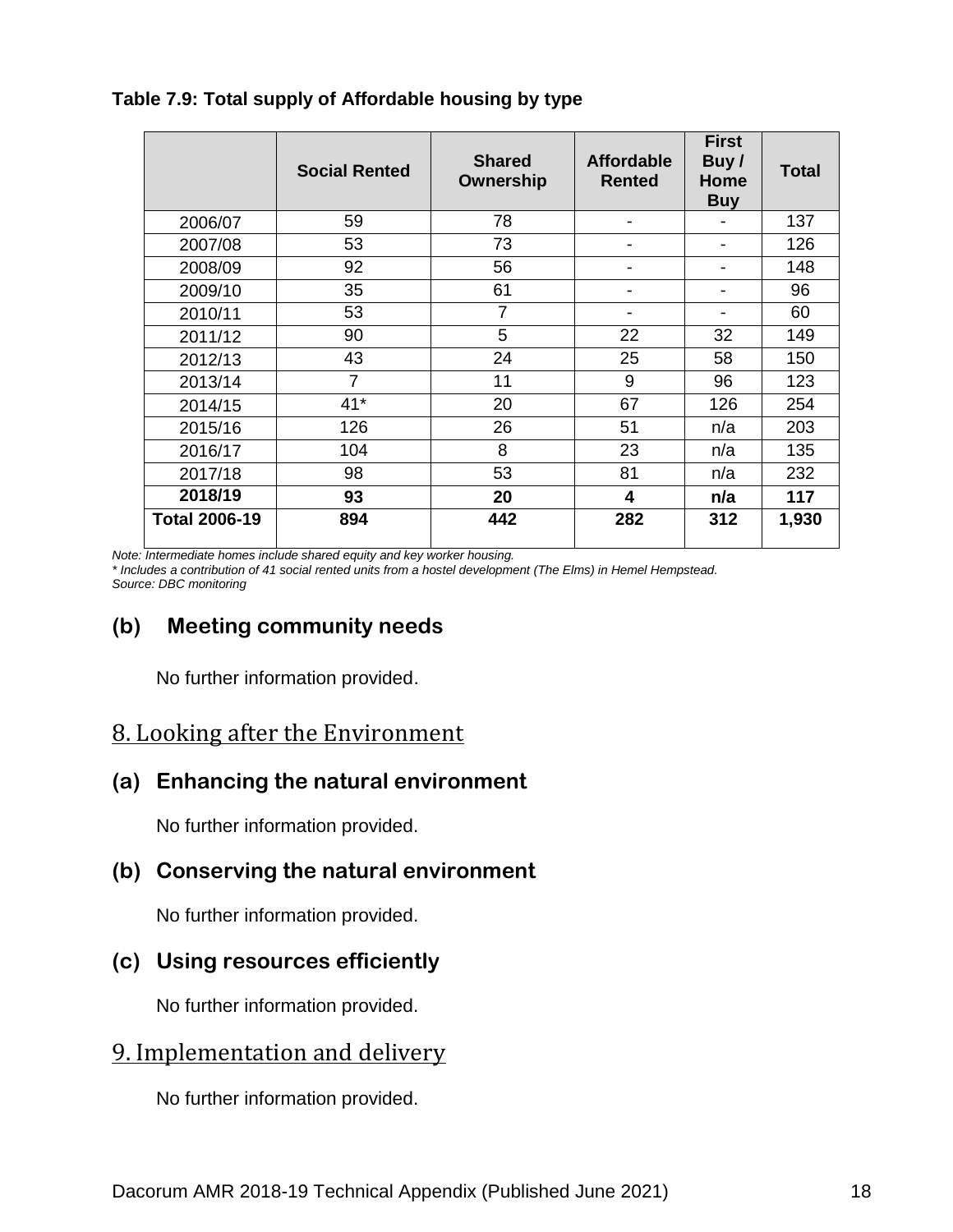**Table 7.9: Total supply of Affordable housing by type**

| | Social Rented | Shared Ownership | Affordable Rented | First Buy / Home Buy | Total |
|---|---|---|---|---|---|
| 2006/07 | 59 | 78 | - | - | 137 |
| 2007/08 | 53 | 73 | - | - | 126 |
| 2008/09 | 92 | 56 | - | - | 148 |
| 2009/10 | 35 | 61 | - | - | 96 |
| 2010/11 | 53 | 7 | - | - | 60 |
| 2011/12 | 90 | 5 | 22 | 32 | 149 |
| 2012/13 | 43 | 24 | 25 | 58 | 150 |
| 2013/14 | 7 | 11 | 9 | 96 | 123 |
| 2014/15 | 41* | 20 | 67 | 126 | 254 |
| 2015/16 | 126 | 26 | 51 | n/a | 203 |
| 2016/17 | 104 | 8 | 23 | n/a | 135 |
| 2017/18 | 98 | 53 | 81 | n/a | 232 |
| **2018/19** | **93** | **20** | **4** | **n/a** | **117** |
| **Total 2006-19** | **894** | **442** | **282** | **312** | **1,930** |

*Note: Intermediate homes include shared equity and key worker housing.*
*\* Includes a contribution of 41 social rented units from a hostel development (The Elms) in Hemel Hempstead.*
*Source: DBC monitoring*

### (b) Meeting community needs

No further information provided.

## 8. Looking after the Environment

### (a) Enhancing the natural environment

No further information provided.

### (b) Conserving the natural environment

No further information provided.

### (c) Using resources efficiently

No further information provided.

## 9. Implementation and delivery

No further information provided.